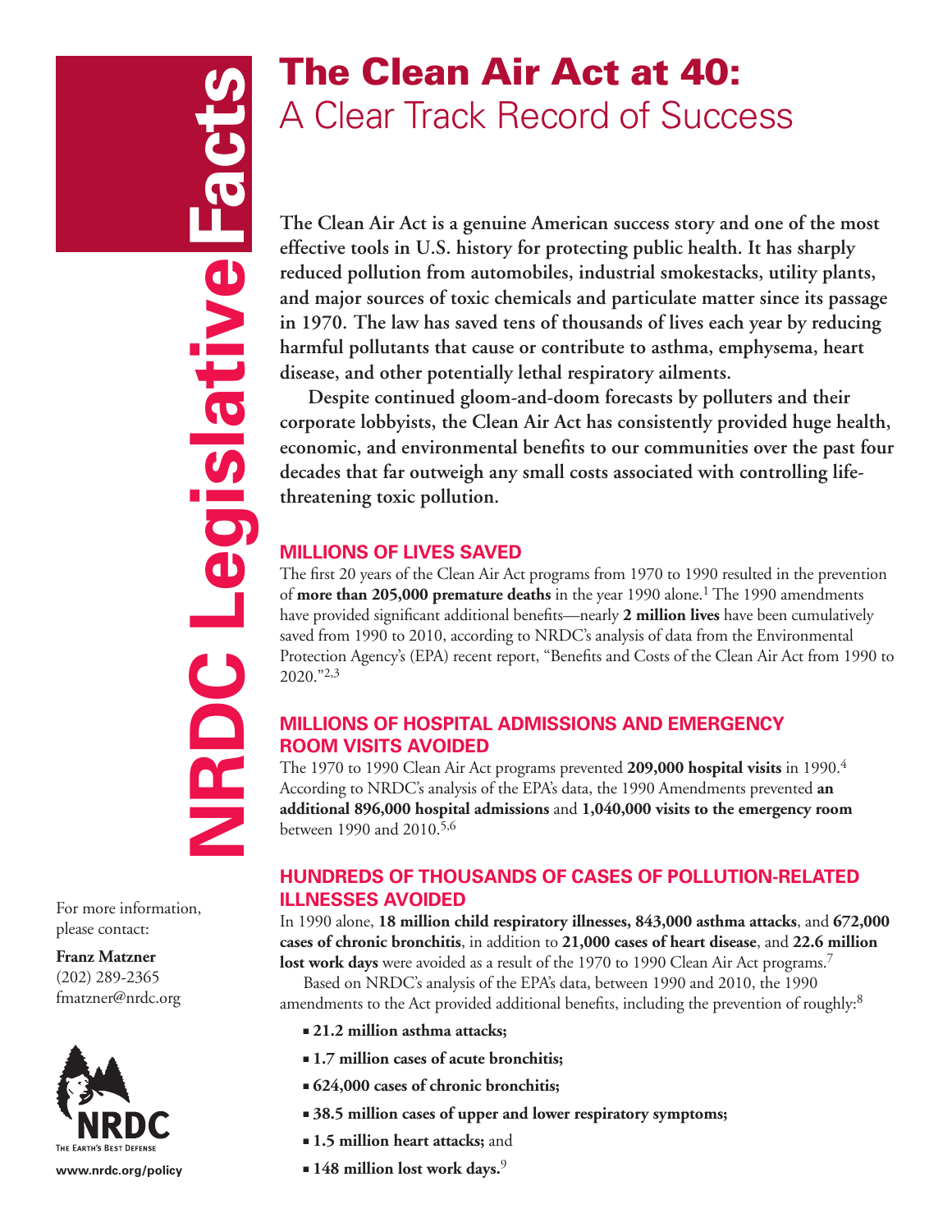NRDC Legislative Facts

# The Clean Air Act at 40: A Clear Track Record of Success

**The Clean Air Act is a genuine American success story and one of the most effective tools in U.S. history for protecting public health. It has sharply reduced pollution from automobiles, industrial smokestacks, utility plants, and major sources of toxic chemicals and particulate matter since its passage in 1970. The law has saved tens of thousands of lives each year by reducing harmful pollutants that cause or contribute to asthma, emphysema, heart disease, and other potentially lethal respiratory ailments.**

**Despite continued gloom-and-doom forecasts by polluters and their corporate lobbyists, the Clean Air Act has consistently provided huge health, economic, and environmental benefits to our communities over the past four decades that far outweigh any small costs associated with controlling life-threatening toxic pollution.**

## MILLIONS OF LIVES SAVED

The first 20 years of the Clean Air Act programs from 1970 to 1990 resulted in the prevention of **more than 205,000 premature deaths** in the year 1990 alone.[1] The 1990 amendments have provided significant additional benefits—nearly **2 million lives** have been cumulatively saved from 1990 to 2010, according to NRDC's analysis of data from the Environmental Protection Agency's (EPA) recent report, "Benefits and Costs of the Clean Air Act from 1990 to 2020."[2,3]

## MILLIONS OF HOSPITAL ADMISSIONS AND EMERGENCY ROOM VISITS AVOIDED

The 1970 to 1990 Clean Air Act programs prevented **209,000 hospital visits** in 1990.[4] According to NRDC's analysis of the EPA's data, the 1990 Amendments prevented **an additional 896,000 hospital admissions** and **1,040,000 visits to the emergency room** between 1990 and 2010.[5,6]

## HUNDREDS OF THOUSANDS OF CASES OF POLLUTION-RELATED ILLNESSES AVOIDED

In 1990 alone, **18 million child respiratory illnesses, 843,000 asthma attacks**, and **672,000 cases of chronic bronchitis**, in addition to **21,000 cases of heart disease**, and **22.6 million lost work days** were avoided as a result of the 1970 to 1990 Clean Air Act programs.[7]

Based on NRDC's analysis of the EPA's data, between 1990 and 2010, the 1990 amendments to the Act provided additional benefits, including the prevention of roughly:[8]

- **21.2 million asthma attacks;**
- **1.7 million cases of acute bronchitis;**
- **624,000 cases of chronic bronchitis;**
- **38.5 million cases of upper and lower respiratory symptoms;**
- **1.5 million heart attacks;** and
- **148 million lost work days.**[9]

For more information, please contact:

**Franz Matzner**
(202) 289-2365
fmatzner@nrdc.org

NRDC
THE EARTH'S BEST DEFENSE

www.nrdc.org/policy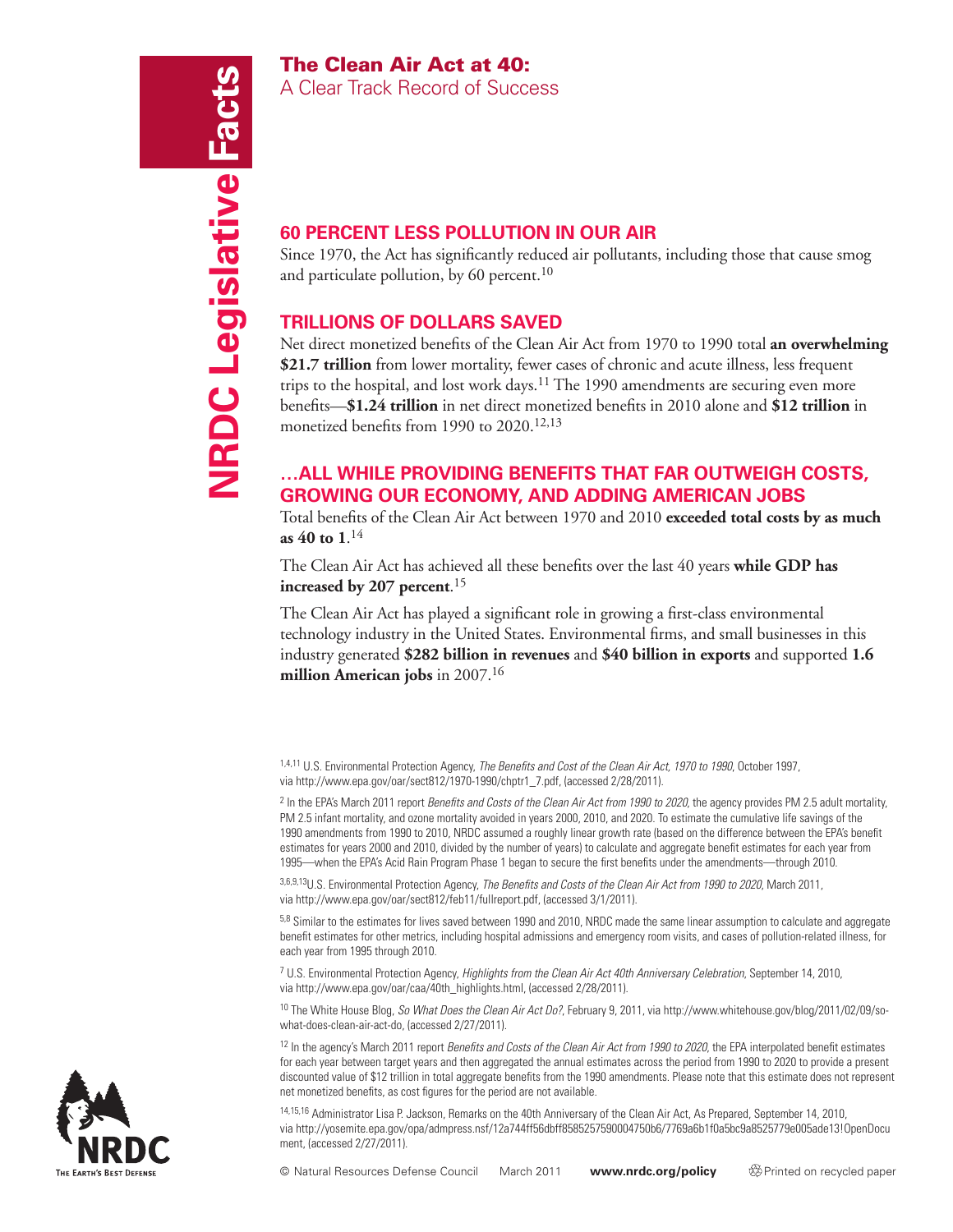# The Clean Air Act at 40:
A Clear Track Record of Success

## 60 PERCENT LESS POLLUTION IN OUR AIR

Since 1970, the Act has significantly reduced air pollutants, including those that cause smog and particulate pollution, by 60 percent.[10]

## TRILLIONS OF DOLLARS SAVED

Net direct monetized benefits of the Clean Air Act from 1970 to 1990 total **an overwhelming $21.7 trillion** from lower mortality, fewer cases of chronic and acute illness, less frequent trips to the hospital, and lost work days.[11] The 1990 amendments are securing even more benefits—**$1.24 trillion** in net direct monetized benefits in 2010 alone and **$12 trillion** in monetized benefits from 1990 to 2020.[12,13]

## …ALL WHILE PROVIDING BENEFITS THAT FAR OUTWEIGH COSTS, GROWING OUR ECONOMY, AND ADDING AMERICAN JOBS

Total benefits of the Clean Air Act between 1970 and 2010 **exceeded total costs by as much as 40 to 1**.[14]

The Clean Air Act has achieved all these benefits over the last 40 years **while GDP has increased by 207 percent**.[15]

The Clean Air Act has played a significant role in growing a first-class environmental technology industry in the United States. Environmental firms, and small businesses in this industry generated **$282 billion in revenues** and **$40 billion in exports** and supported **1.6 million American jobs** in 2007.[16]

---

[1,4,11] U.S. Environmental Protection Agency, *The Benefits and Cost of the Clean Air Act, 1970 to 1990*, October 1997, via http://www.epa.gov/oar/sect812/1970-1990/chptr1_7.pdf, (accessed 2/28/2011).

[2] In the EPA's March 2011 report *Benefits and Costs of the Clean Air Act from 1990 to 2020*, the agency provides PM 2.5 adult mortality, PM 2.5 infant mortality, and ozone mortality avoided in years 2000, 2010, and 2020. To estimate the cumulative life savings of the 1990 amendments from 1990 to 2010, NRDC assumed a roughly linear growth rate (based on the difference between the EPA's benefit estimates for years 2000 and 2010, divided by the number of years) to calculate and aggregate benefit estimates for each year from 1995—when the EPA's Acid Rain Program Phase 1 began to secure the first benefits under the amendments—through 2010.

[3,6,9,13] U.S. Environmental Protection Agency, *The Benefits and Costs of the Clean Air Act from 1990 to 2020*, March 2011, via http://www.epa.gov/oar/sect812/feb11/fullreport.pdf, (accessed 3/1/2011).

[5,8] Similar to the estimates for lives saved between 1990 and 2010, NRDC made the same linear assumption to calculate and aggregate benefit estimates for other metrics, including hospital admissions and emergency room visits, and cases of pollution-related illness, for each year from 1995 through 2010.

[7] U.S. Environmental Protection Agency, *Highlights from the Clean Air Act 40th Anniversary Celebration*, September 14, 2010, via http://www.epa.gov/oar/caa/40th_highlights.html, (accessed 2/28/2011).

[10] The White House Blog, *So What Does the Clean Air Act Do?*, February 9, 2011, via http://www.whitehouse.gov/blog/2011/02/09/so-what-does-clean-air-act-do, (accessed 2/27/2011).

[12] In the agency's March 2011 report *Benefits and Costs of the Clean Air Act from 1990 to 2020*, the EPA interpolated benefit estimates for each year between target years and then aggregated the annual estimates across the period from 1990 to 2020 to provide a present discounted value of $12 trillion in total aggregate benefits from the 1990 amendments. Please note that this estimate does not represent net monetized benefits, as cost figures for the period are not available.

[14,15,16] Administrator Lisa P. Jackson, Remarks on the 40th Anniversary of the Clean Air Act, As Prepared, September 14, 2010, via http://yosemite.epa.gov/opa/admpress.nsf/12a744ff56dbff8585257590004750b6/7769a6b1f0a5bc9a8525779e005ade13!OpenDocument, (accessed 2/27/2011).

© Natural Resources Defense Council March 2011 **www.nrdc.org/policy** Printed on recycled paper